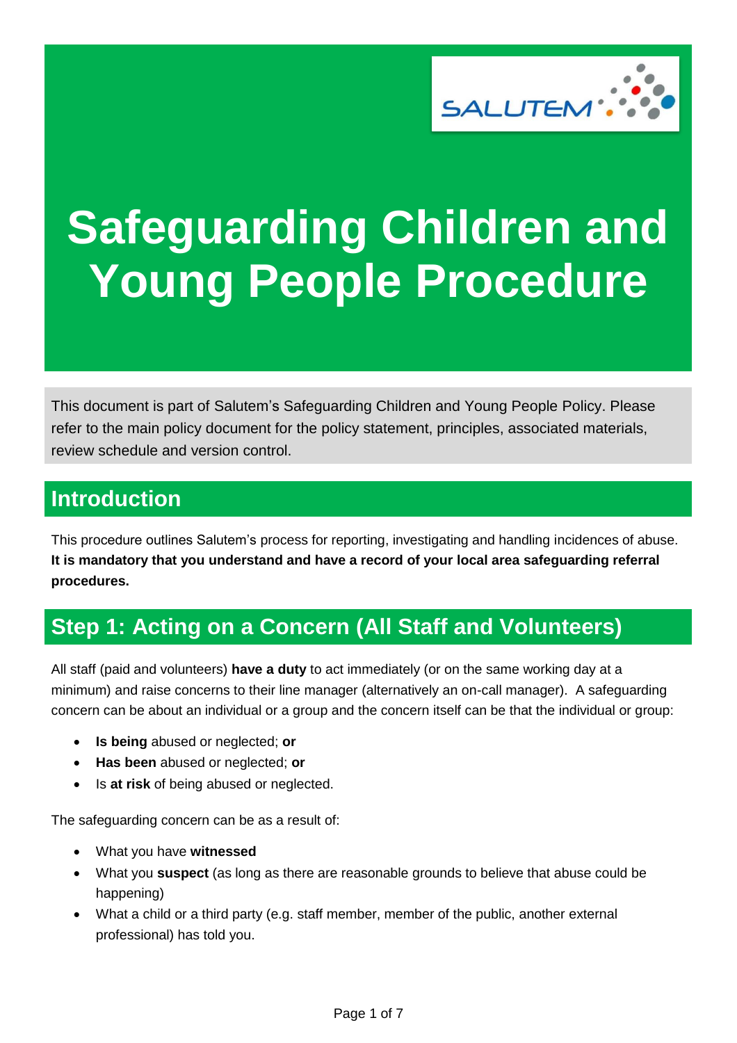# Safeguarding Children and Young People Procedure

This document is part of Salutem's Safeguarding Children and Young People Policy. Please refer to the main policy document for the policy statement, principles, associated materials, review schedule and version control.

## Introduction

This procedure outlines Salutem's process for reporting, investigating and handling incidences of abuse. **It is mandatory that you understand and have a record of your local area safeguarding referral procedures.**

## Step 1: Acting on a Concern (All Staff and Volunteers)

All staff (paid and volunteers) **have a duty** to act immediately (or on the same working day at a minimum) and raise concerns to their line manager (alternatively an on-call manager). A safeguarding concern can be about an individual or a group and the concern itself can be that the individual or group:

- **Is being** abused or neglected; **or**
- **Has been** abused or neglected; **or**
- Is **at risk** of being abused or neglected.

The safeguarding concern can be as a result of:

- What you have **witnessed**
- What you **suspect** (as long as there are reasonable grounds to believe that abuse could be happening)
- What a child or a third party (e.g. staff member, member of the public, another external professional) has told you.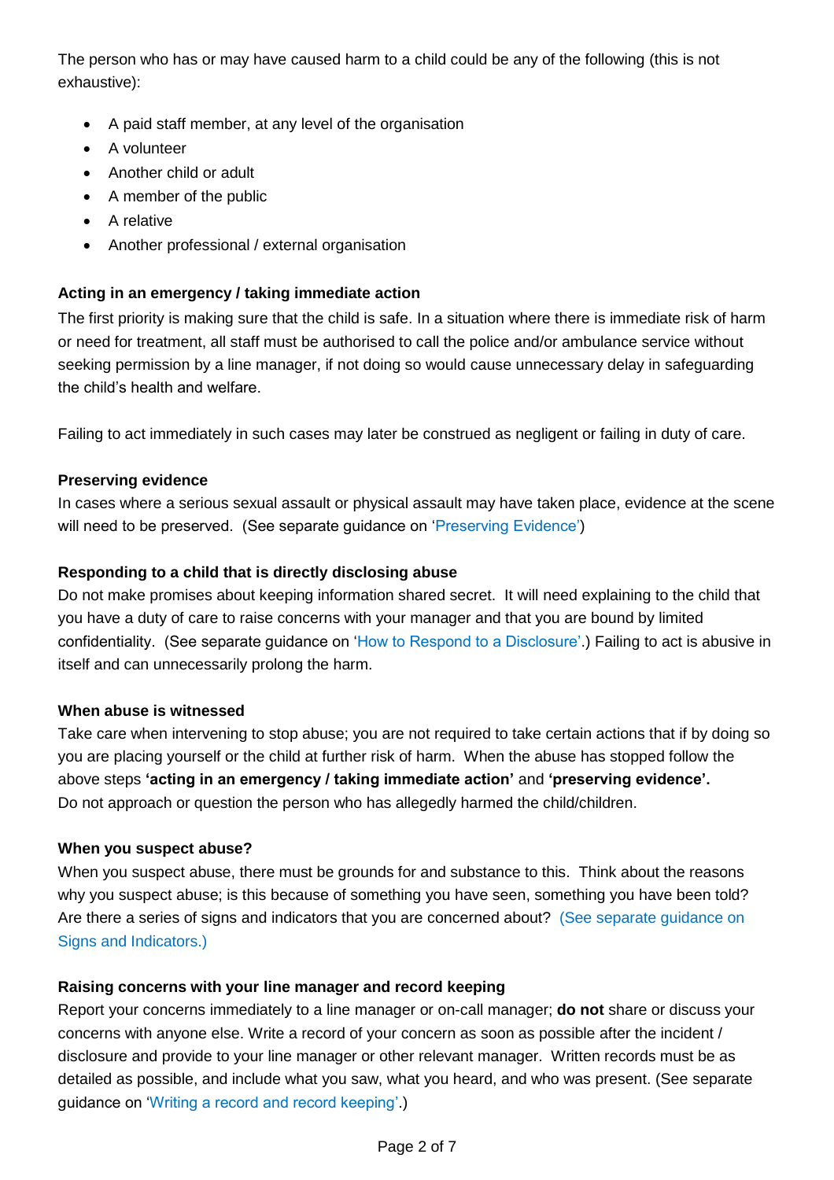The person who has or may have caused harm to a child could be any of the following (this is not exhaustive):

- A paid staff member, at any level of the organisation
- A volunteer
- Another child or adult
- A member of the public
- A relative
- Another professional / external organisation

**Acting in an emergency / taking immediate action**

The first priority is making sure that the child is safe. In a situation where there is immediate risk of harm or need for treatment, all staff must be authorised to call the police and/or ambulance service without seeking permission by a line manager, if not doing so would cause unnecessary delay in safeguarding the child's health and welfare.

Failing to act immediately in such cases may later be construed as negligent or failing in duty of care.

**Preserving evidence**

In cases where a serious sexual assault or physical assault may have taken place, evidence at the scene will need to be preserved. (See separate guidance on 'Preserving Evidence')

**Responding to a child that is directly disclosing abuse**

Do not make promises about keeping information shared secret. It will need explaining to the child that you have a duty of care to raise concerns with your manager and that you are bound by limited confidentiality. (See separate guidance on 'How to Respond to a Disclosure'.) Failing to act is abusive in itself and can unnecessarily prolong the harm.

**When abuse is witnessed**

Take care when intervening to stop abuse; you are not required to take certain actions that if by doing so you are placing yourself or the child at further risk of harm. When the abuse has stopped follow the above steps **'acting in an emergency / taking immediate action'** and **'preserving evidence'.** Do not approach or question the person who has allegedly harmed the child/children.

**When you suspect abuse?**

When you suspect abuse, there must be grounds for and substance to this. Think about the reasons why you suspect abuse; is this because of something you have seen, something you have been told? Are there a series of signs and indicators that you are concerned about? (See separate guidance on Signs and Indicators.)

**Raising concerns with your line manager and record keeping**

Report your concerns immediately to a line manager or on-call manager; **do not** share or discuss your concerns with anyone else. Write a record of your concern as soon as possible after the incident / disclosure and provide to your line manager or other relevant manager. Written records must be as detailed as possible, and include what you saw, what you heard, and who was present. (See separate guidance on 'Writing a record and record keeping'.)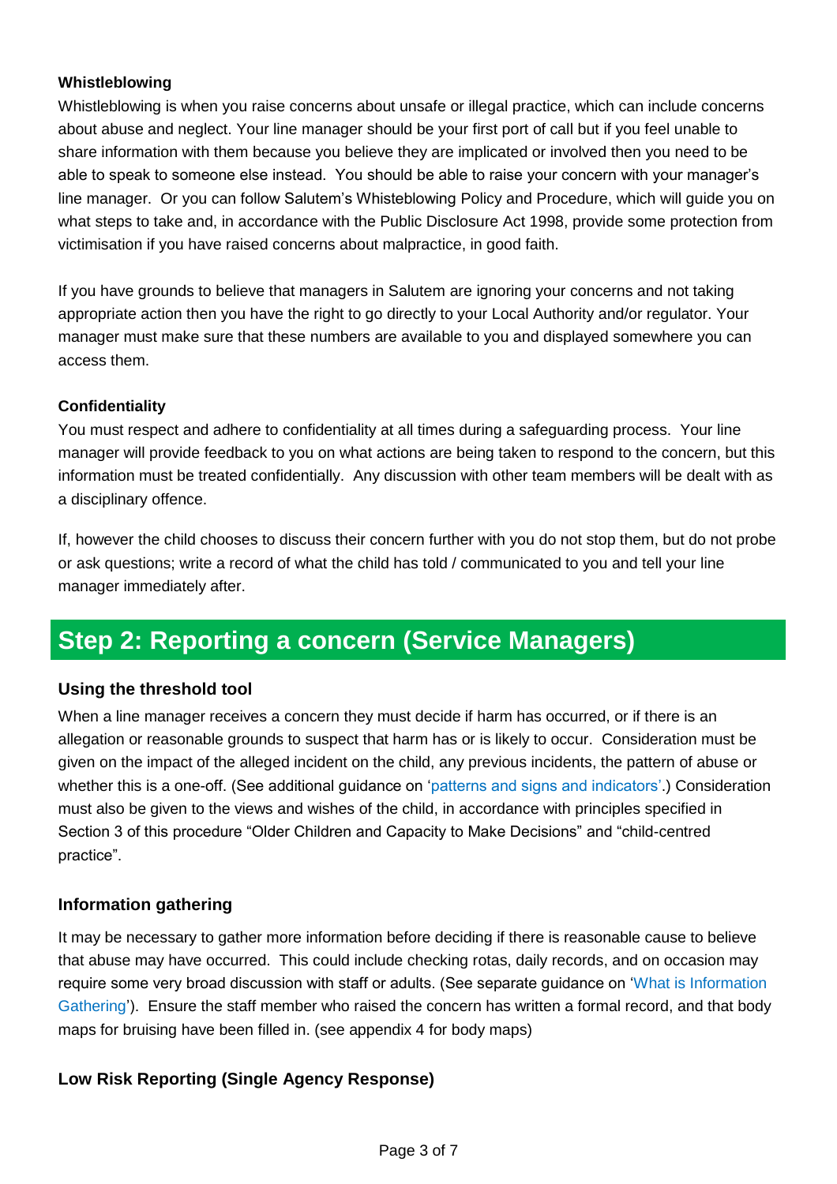**Whistleblowing**

Whistleblowing is when you raise concerns about unsafe or illegal practice, which can include concerns about abuse and neglect. Your line manager should be your first port of call but if you feel unable to share information with them because you believe they are implicated or involved then you need to be able to speak to someone else instead. You should be able to raise your concern with your manager's line manager. Or you can follow Salutem's Whisteblowing Policy and Procedure, which will guide you on what steps to take and, in accordance with the Public Disclosure Act 1998, provide some protection from victimisation if you have raised concerns about malpractice, in good faith.

If you have grounds to believe that managers in Salutem are ignoring your concerns and not taking appropriate action then you have the right to go directly to your Local Authority and/or regulator. Your manager must make sure that these numbers are available to you and displayed somewhere you can access them.

**Confidentiality**

You must respect and adhere to confidentiality at all times during a safeguarding process. Your line manager will provide feedback to you on what actions are being taken to respond to the concern, but this information must be treated confidentially. Any discussion with other team members will be dealt with as a disciplinary offence.

If, however the child chooses to discuss their concern further with you do not stop them, but do not probe or ask questions; write a record of what the child has told / communicated to you and tell your line manager immediately after.

## Step 2: Reporting a concern (Service Managers)

### Using the threshold tool

When a line manager receives a concern they must decide if harm has occurred, or if there is an allegation or reasonable grounds to suspect that harm has or is likely to occur. Consideration must be given on the impact of the alleged incident on the child, any previous incidents, the pattern of abuse or whether this is a one-off. (See additional guidance on 'patterns and signs and indicators'.) Consideration must also be given to the views and wishes of the child, in accordance with principles specified in Section 3 of this procedure "Older Children and Capacity to Make Decisions" and "child-centred practice".

### Information gathering

It may be necessary to gather more information before deciding if there is reasonable cause to believe that abuse may have occurred. This could include checking rotas, daily records, and on occasion may require some very broad discussion with staff or adults. (See separate guidance on 'What is Information Gathering'). Ensure the staff member who raised the concern has written a formal record, and that body maps for bruising have been filled in. (see appendix 4 for body maps)

### Low Risk Reporting (Single Agency Response)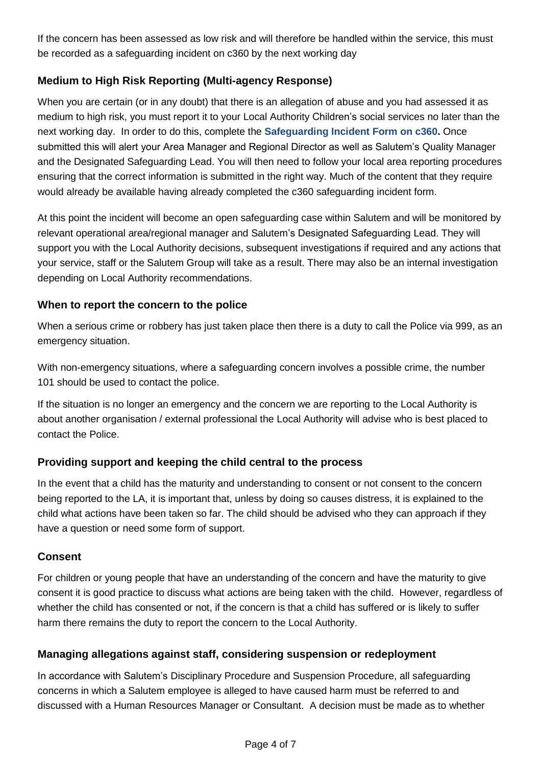If the concern has been assessed as low risk and will therefore be handled within the service, this must be recorded as a safeguarding incident on c360 by the next working day

### Medium to High Risk Reporting (Multi-agency Response)

When you are certain (or in any doubt) that there is an allegation of abuse and you had assessed it as medium to high risk, you must report it to your Local Authority Children's social services no later than the next working day. In order to do this, complete the **Safeguarding Incident Form on c360.** Once submitted this will alert your Area Manager and Regional Director as well as Salutem's Quality Manager and the Designated Safeguarding Lead. You will then need to follow your local area reporting procedures ensuring that the correct information is submitted in the right way. Much of the content that they require would already be available having already completed the c360 safeguarding incident form.

At this point the incident will become an open safeguarding case within Salutem and will be monitored by relevant operational area/regional manager and Salutem's Designated Safeguarding Lead. They will support you with the Local Authority decisions, subsequent investigations if required and any actions that your service, staff or the Salutem Group will take as a result. There may also be an internal investigation depending on Local Authority recommendations.

### When to report the concern to the police

When a serious crime or robbery has just taken place then there is a duty to call the Police via 999, as an emergency situation.

With non-emergency situations, where a safeguarding concern involves a possible crime, the number 101 should be used to contact the police.

If the situation is no longer an emergency and the concern we are reporting to the Local Authority is about another organisation / external professional the Local Authority will advise who is best placed to contact the Police.

### Providing support and keeping the child central to the process

In the event that a child has the maturity and understanding to consent or not consent to the concern being reported to the LA, it is important that, unless by doing so causes distress, it is explained to the child what actions have been taken so far. The child should be advised who they can approach if they have a question or need some form of support.

### Consent

For children or young people that have an understanding of the concern and have the maturity to give consent it is good practice to discuss what actions are being taken with the child. However, regardless of whether the child has consented or not, if the concern is that a child has suffered or is likely to suffer harm there remains the duty to report the concern to the Local Authority.

### Managing allegations against staff, considering suspension or redeployment

In accordance with Salutem's Disciplinary Procedure and Suspension Procedure, all safeguarding concerns in which a Salutem employee is alleged to have caused harm must be referred to and discussed with a Human Resources Manager or Consultant. A decision must be made as to whether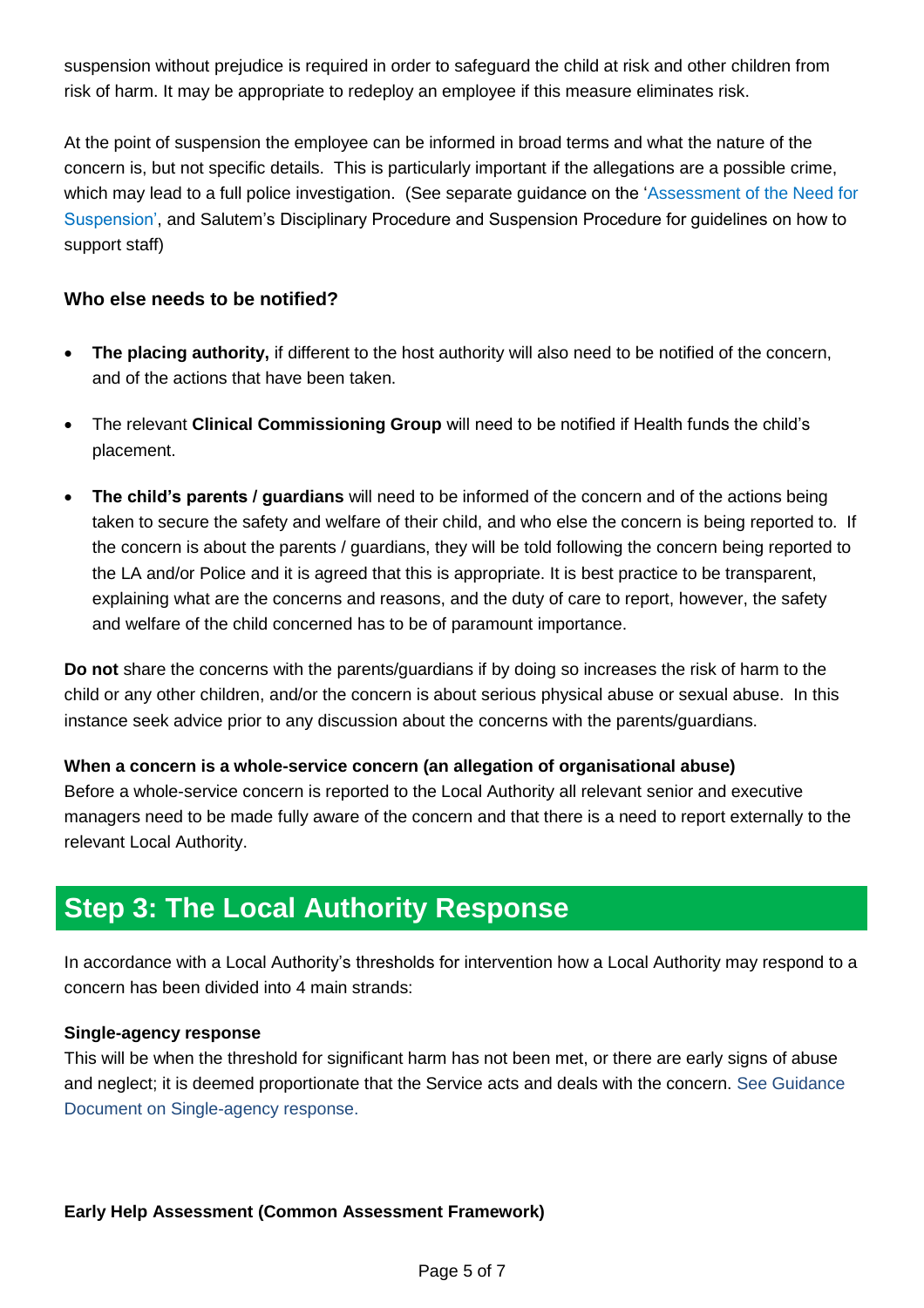suspension without prejudice is required in order to safeguard the child at risk and other children from risk of harm. It may be appropriate to redeploy an employee if this measure eliminates risk.

At the point of suspension the employee can be informed in broad terms and what the nature of the concern is, but not specific details. This is particularly important if the allegations are a possible crime, which may lead to a full police investigation. (See separate guidance on the 'Assessment of the Need for Suspension', and Salutem's Disciplinary Procedure and Suspension Procedure for guidelines on how to support staff)

### Who else needs to be notified?

- **The placing authority,** if different to the host authority will also need to be notified of the concern, and of the actions that have been taken.
- The relevant **Clinical Commissioning Group** will need to be notified if Health funds the child's placement.
- **The child's parents / guardians** will need to be informed of the concern and of the actions being taken to secure the safety and welfare of their child, and who else the concern is being reported to. If the concern is about the parents / guardians, they will be told following the concern being reported to the LA and/or Police and it is agreed that this is appropriate. It is best practice to be transparent, explaining what are the concerns and reasons, and the duty of care to report, however, the safety and welfare of the child concerned has to be of paramount importance.

**Do not** share the concerns with the parents/guardians if by doing so increases the risk of harm to the child or any other children, and/or the concern is about serious physical abuse or sexual abuse. In this instance seek advice prior to any discussion about the concerns with the parents/guardians.

**When a concern is a whole-service concern (an allegation of organisational abuse)**
Before a whole-service concern is reported to the Local Authority all relevant senior and executive managers need to be made fully aware of the concern and that there is a need to report externally to the relevant Local Authority.

## Step 3: The Local Authority Response

In accordance with a Local Authority's thresholds for intervention how a Local Authority may respond to a concern has been divided into 4 main strands:

**Single-agency response**
This will be when the threshold for significant harm has not been met, or there are early signs of abuse and neglect; it is deemed proportionate that the Service acts and deals with the concern. See Guidance Document on Single-agency response.

**Early Help Assessment (Common Assessment Framework)**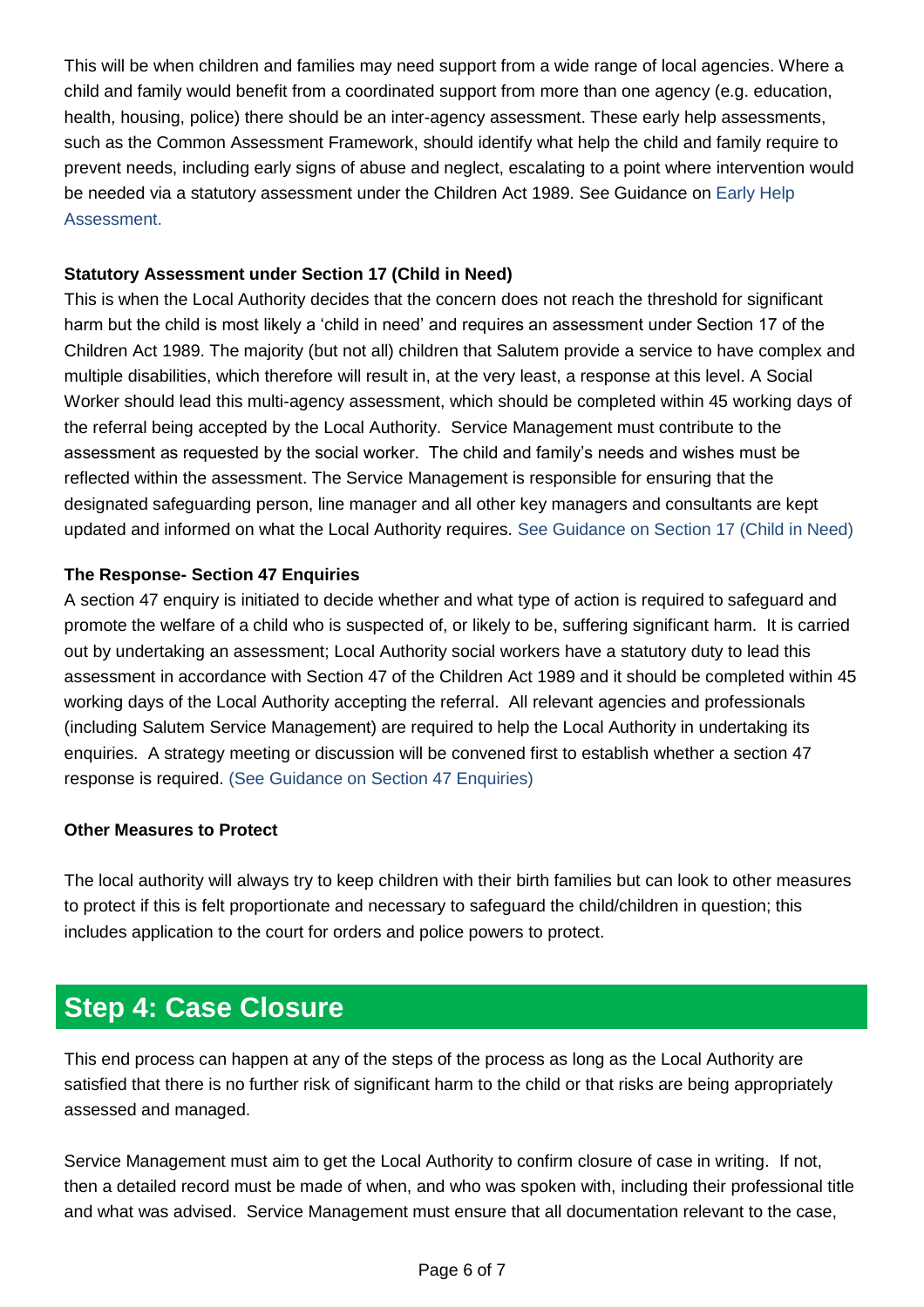This will be when children and families may need support from a wide range of local agencies. Where a child and family would benefit from a coordinated support from more than one agency (e.g. education, health, housing, police) there should be an inter-agency assessment. These early help assessments, such as the Common Assessment Framework, should identify what help the child and family require to prevent needs, including early signs of abuse and neglect, escalating to a point where intervention would be needed via a statutory assessment under the Children Act 1989. See Guidance on Early Help Assessment.

**Statutory Assessment under Section 17 (Child in Need)**

This is when the Local Authority decides that the concern does not reach the threshold for significant harm but the child is most likely a 'child in need' and requires an assessment under Section 17 of the Children Act 1989. The majority (but not all) children that Salutem provide a service to have complex and multiple disabilities, which therefore will result in, at the very least, a response at this level. A Social Worker should lead this multi-agency assessment, which should be completed within 45 working days of the referral being accepted by the Local Authority. Service Management must contribute to the assessment as requested by the social worker. The child and family's needs and wishes must be reflected within the assessment. The Service Management is responsible for ensuring that the designated safeguarding person, line manager and all other key managers and consultants are kept updated and informed on what the Local Authority requires. See Guidance on Section 17 (Child in Need)

**The Response- Section 47 Enquiries**

A section 47 enquiry is initiated to decide whether and what type of action is required to safeguard and promote the welfare of a child who is suspected of, or likely to be, suffering significant harm. It is carried out by undertaking an assessment; Local Authority social workers have a statutory duty to lead this assessment in accordance with Section 47 of the Children Act 1989 and it should be completed within 45 working days of the Local Authority accepting the referral. All relevant agencies and professionals (including Salutem Service Management) are required to help the Local Authority in undertaking its enquiries. A strategy meeting or discussion will be convened first to establish whether a section 47 response is required. (See Guidance on Section 47 Enquiries)

**Other Measures to Protect**

The local authority will always try to keep children with their birth families but can look to other measures to protect if this is felt proportionate and necessary to safeguard the child/children in question; this includes application to the court for orders and police powers to protect.

## Step 4: Case Closure

This end process can happen at any of the steps of the process as long as the Local Authority are satisfied that there is no further risk of significant harm to the child or that risks are being appropriately assessed and managed.

Service Management must aim to get the Local Authority to confirm closure of case in writing. If not, then a detailed record must be made of when, and who was spoken with, including their professional title and what was advised. Service Management must ensure that all documentation relevant to the case,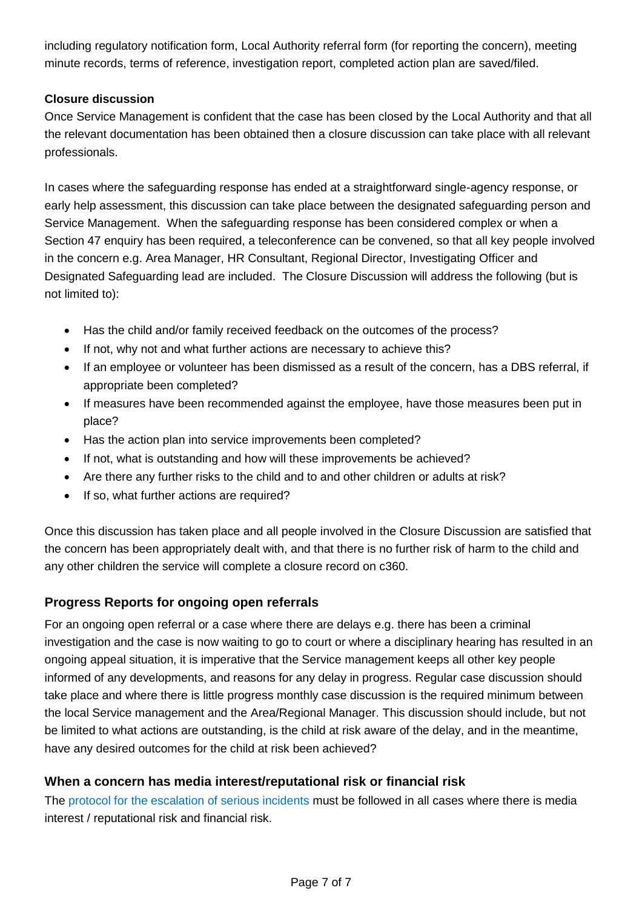including regulatory notification form, Local Authority referral form (for reporting the concern), meeting minute records, terms of reference, investigation report, completed action plan are saved/filed.

**Closure discussion**

Once Service Management is confident that the case has been closed by the Local Authority and that all the relevant documentation has been obtained then a closure discussion can take place with all relevant professionals.

In cases where the safeguarding response has ended at a straightforward single-agency response, or early help assessment, this discussion can take place between the designated safeguarding person and Service Management. When the safeguarding response has been considered complex or when a Section 47 enquiry has been required, a teleconference can be convened, so that all key people involved in the concern e.g. Area Manager, HR Consultant, Regional Director, Investigating Officer and Designated Safeguarding lead are included. The Closure Discussion will address the following (but is not limited to):

- Has the child and/or family received feedback on the outcomes of the process?
- If not, why not and what further actions are necessary to achieve this?
- If an employee or volunteer has been dismissed as a result of the concern, has a DBS referral, if appropriate been completed?
- If measures have been recommended against the employee, have those measures been put in place?
- Has the action plan into service improvements been completed?
- If not, what is outstanding and how will these improvements be achieved?
- Are there any further risks to the child and to and other children or adults at risk?
- If so, what further actions are required?

Once this discussion has taken place and all people involved in the Closure Discussion are satisfied that the concern has been appropriately dealt with, and that there is no further risk of harm to the child and any other children the service will complete a closure record on c360.

## Progress Reports for ongoing open referrals

For an ongoing open referral or a case where there are delays e.g. there has been a criminal investigation and the case is now waiting to go to court or where a disciplinary hearing has resulted in an ongoing appeal situation, it is imperative that the Service management keeps all other key people informed of any developments, and reasons for any delay in progress. Regular case discussion should take place and where there is little progress monthly case discussion is the required minimum between the local Service management and the Area/Regional Manager. This discussion should include, but not be limited to what actions are outstanding, is the child at risk aware of the delay, and in the meantime, have any desired outcomes for the child at risk been achieved?

## When a concern has media interest/reputational risk or financial risk

The protocol for the escalation of serious incidents must be followed in all cases where there is media interest / reputational risk and financial risk.